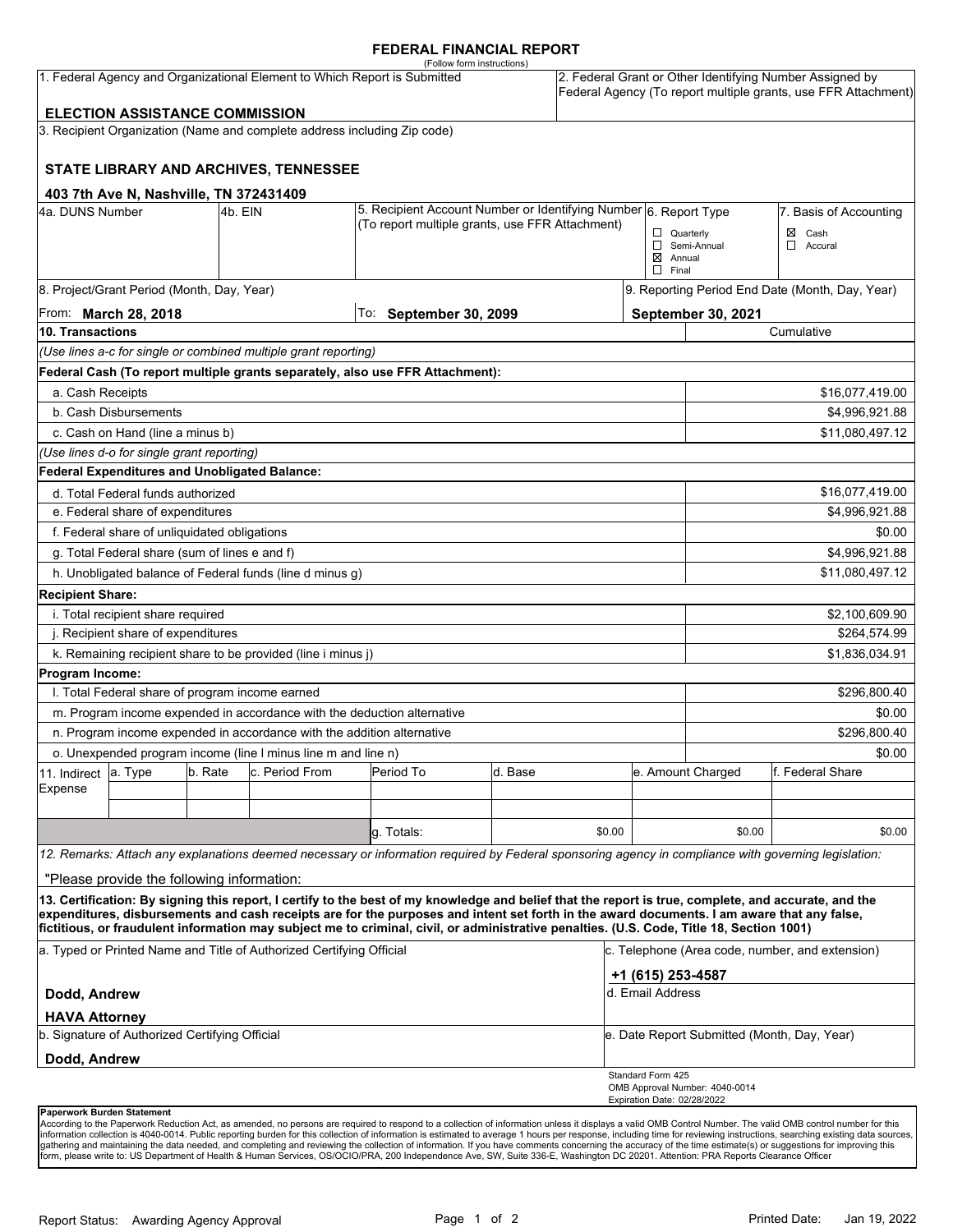# FEDERAL FINANCIAL REPORT

(Follow form instructions)

| 1. Federal Agency and Organizational Element to Which Report is Submitted | 2. Federal Grant or Other Identifying Number Assigned by Federal Agency (To report multiple grants, use FFR Attachment) |
|---|---|
| **ELECTION ASSISTANCE COMMISSION** | |

3. Recipient Organization (Name and complete address including Zip code)

**STATE LIBRARY AND ARCHIVES, TENNESSEE**

**403 7th Ave N, Nashville, TN 372431409**

| 4a. DUNS Number | 4b. EIN | 5. Recipient Account Number or Identifying Number (To report multiple grants, use FFR Attachment) | 6. Report Type | 7. Basis of Accounting |
|---|---|---|---|---|
| | | | ☐ Quarterly<br>☐ Semi-Annual<br>☒ Annual<br>☐ Final | ☒ Cash<br>☐ Accural |

| 8. Project/Grant Period (Month, Day, Year) | | 9. Reporting Period End Date (Month, Day, Year) |
|---|---|---|
| From: **March 28, 2018** | To: **September 30, 2099** | **September 30, 2021** |

| 10. Transactions | Cumulative |
|---|---|
| *(Use lines a-c for single or combined multiple grant reporting)* | |
| **Federal Cash (To report multiple grants separately, also use FFR Attachment):** | |
| a. Cash Receipts | $16,077,419.00 |
| b. Cash Disbursements | $4,996,921.88 |
| c. Cash on Hand (line a minus b) | $11,080,497.12 |
| *(Use lines d-o for single grant reporting)* | |
| **Federal Expenditures and Unobligated Balance:** | |
| d. Total Federal funds authorized | $16,077,419.00 |
| e. Federal share of expenditures | $4,996,921.88 |
| f. Federal share of unliquidated obligations | $0.00 |
| g. Total Federal share (sum of lines e and f) | $4,996,921.88 |
| h. Unobligated balance of Federal funds (line d minus g) | $11,080,497.12 |
| **Recipient Share:** | |
| i. Total recipient share required | $2,100,609.90 |
| j. Recipient share of expenditures | $264,574.99 |
| k. Remaining recipient share to be provided (line i minus j) | $1,836,034.91 |
| **Program Income:** | |
| l. Total Federal share of program income earned | $296,800.40 |
| m. Program income expended in accordance with the deduction alternative | $0.00 |
| n. Program income expended in accordance with the addition alternative | $296,800.40 |
| o. Unexpended program income (line l minus line m and line n) | $0.00 |

| 11. Indirect Expense | a. Type | b. Rate | c. Period From | Period To | d. Base | e. Amount Charged | f. Federal Share |
|---|---|---|---|---|---|---|---|
| | | | | | | | |
| | | | | | | | |
| | | | | g. Totals: | $0.00 | $0.00 | $0.00 |

*12. Remarks: Attach any explanations deemed necessary or information required by Federal sponsoring agency in compliance with governing legislation:*

"Please provide the following information:

**13. Certification: By signing this report, I certify to the best of my knowledge and belief that the report is true, complete, and accurate, and the expenditures, disbursements and cash receipts are for the purposes and intent set forth in the award documents. I am aware that any false, fictitious, or fraudulent information may subject me to criminal, civil, or administrative penalties. (U.S. Code, Title 18, Section 1001)**

| a. Typed or Printed Name and Title of Authorized Certifying Official | c. Telephone (Area code, number, and extension) |
|---|---|
| **Dodd, Andrew**<br>**HAVA Attorney** | **+1 (615) 253-4587**<br>d. Email Address |
| b. Signature of Authorized Certifying Official | e. Date Report Submitted (Month, Day, Year) |
| **Dodd, Andrew** | |

Standard Form 425
OMB Approval Number: 4040-0014
Expiration Date: 02/28/2022

**Paperwork Burden Statement**
According to the Paperwork Reduction Act, as amended, no persons are required to respond to a collection of information unless it displays a valid OMB Control Number. The valid OMB control number for this information collection is 4040-0014. Public reporting burden for this collection of information is estimated to average 1 hours per response, including time for reviewing instructions, searching existing data sources, gathering and maintaining the data needed, and completing and reviewing the collection of information. If you have comments concerning the accuracy of the time estimate(s) or suggestions for improving this form, please write to: US Department of Health & Human Services, OS/OCIO/PRA, 200 Independence Ave, SW, Suite 336-E, Washington DC 20201. Attention: PRA Reports Clearance Officer

Report Status: Awarding Agency Approval

Printed Date: Jan 19, 2022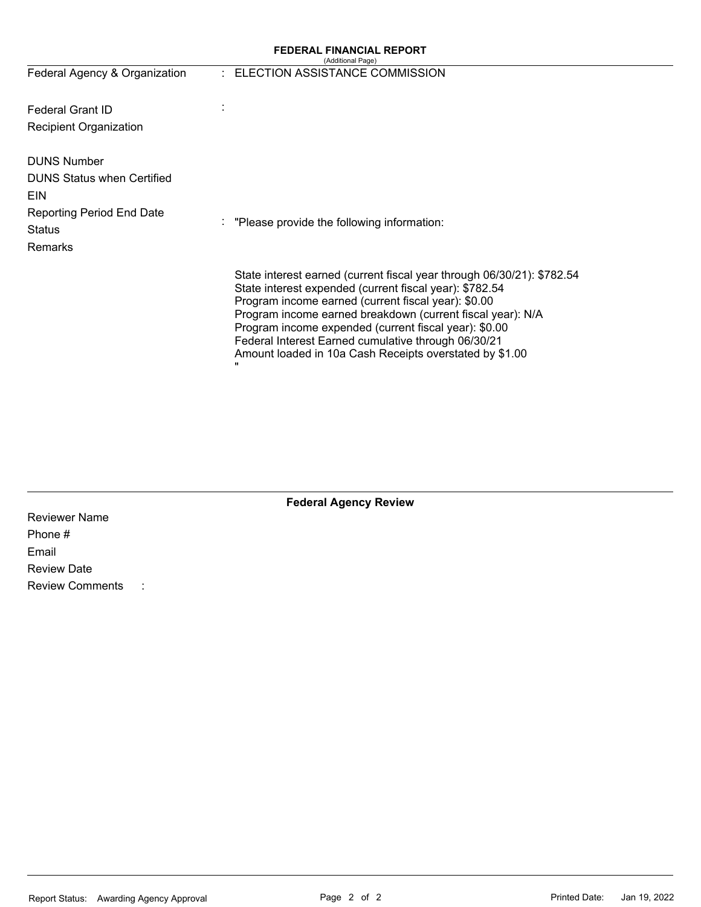**FEDERAL FINANCIAL REPORT**
(Additional Page)

| | |
|---|---|
| Federal Agency & Organization | : ELECTION ASSISTANCE COMMISSION |
| Federal Grant ID | : |
| Recipient Organization | |
| DUNS Number | |
| DUNS Status when Certified | |
| EIN | |
| Reporting Period End Date | |
| Status | |
| Remarks | : "Please provide the following information: |

State interest earned (current fiscal year through 06/30/21): $782.54
State interest expended (current fiscal year): $782.54
Program income earned (current fiscal year): $0.00
Program income earned breakdown (current fiscal year): N/A
Program income expended (current fiscal year): $0.00
Federal Interest Earned cumulative through 06/30/21
Amount loaded in 10a Cash Receipts overstated by $1.00
"

**Federal Agency Review**

Reviewer Name
Phone #
Email
Review Date
Review Comments :

Report Status: Awarding Agency Approval

Printed Date: Jan 19, 2022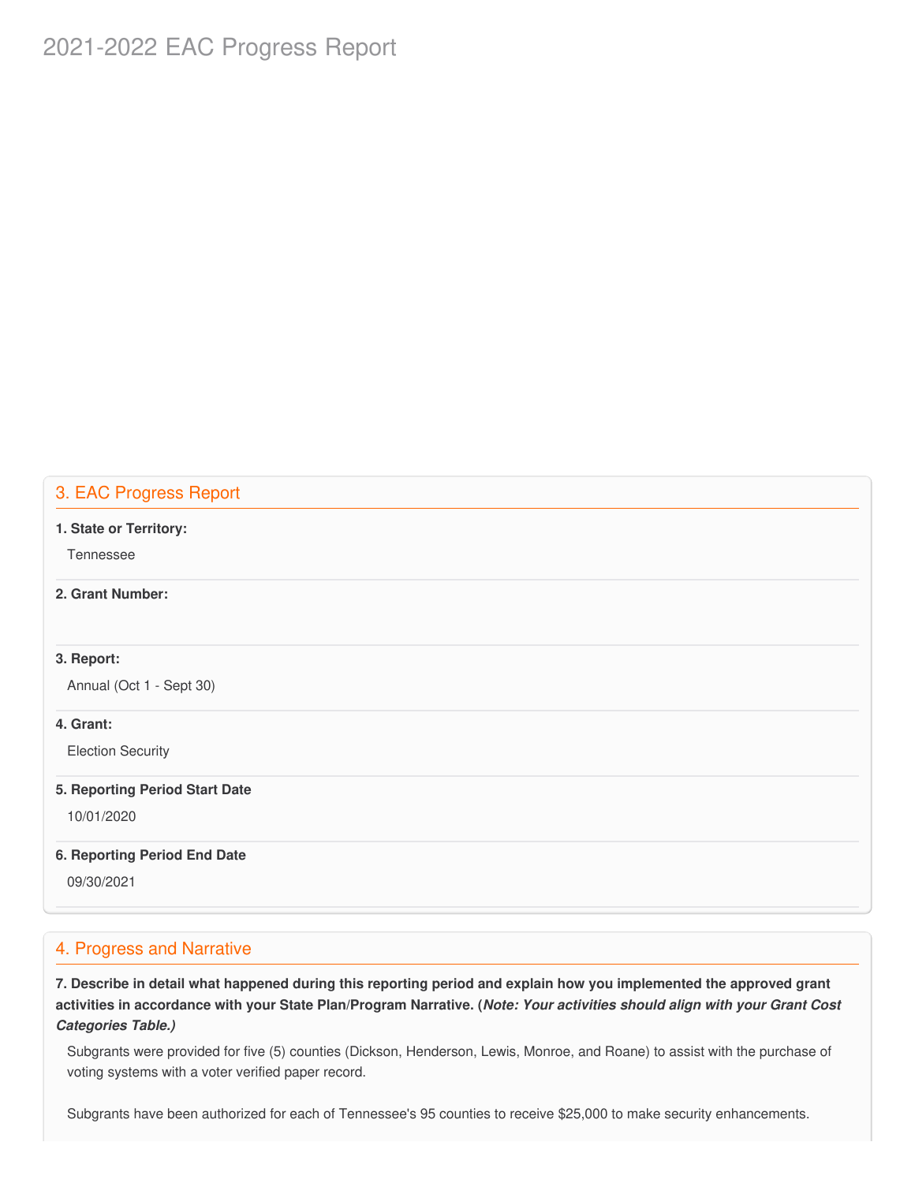# 2021-2022 EAC Progress Report

## 3. EAC Progress Report

**1. State or Territory:**

Tennessee

**2. Grant Number:**

**3. Report:**

Annual (Oct 1 - Sept 30)

**4. Grant:**

Election Security

**5. Reporting Period Start Date**

10/01/2020

**6. Reporting Period End Date**

09/30/2021

## 4. Progress and Narrative

**7. Describe in detail what happened during this reporting period and explain how you implemented the approved grant activities in accordance with your State Plan/Program Narrative. (*Note: Your activities should align with your Grant Cost Categories Table.)***

Subgrants were provided for five (5) counties (Dickson, Henderson, Lewis, Monroe, and Roane) to assist with the purchase of voting systems with a voter verified paper record.

Subgrants have been authorized for each of Tennessee's 95 counties to receive $25,000 to make security enhancements.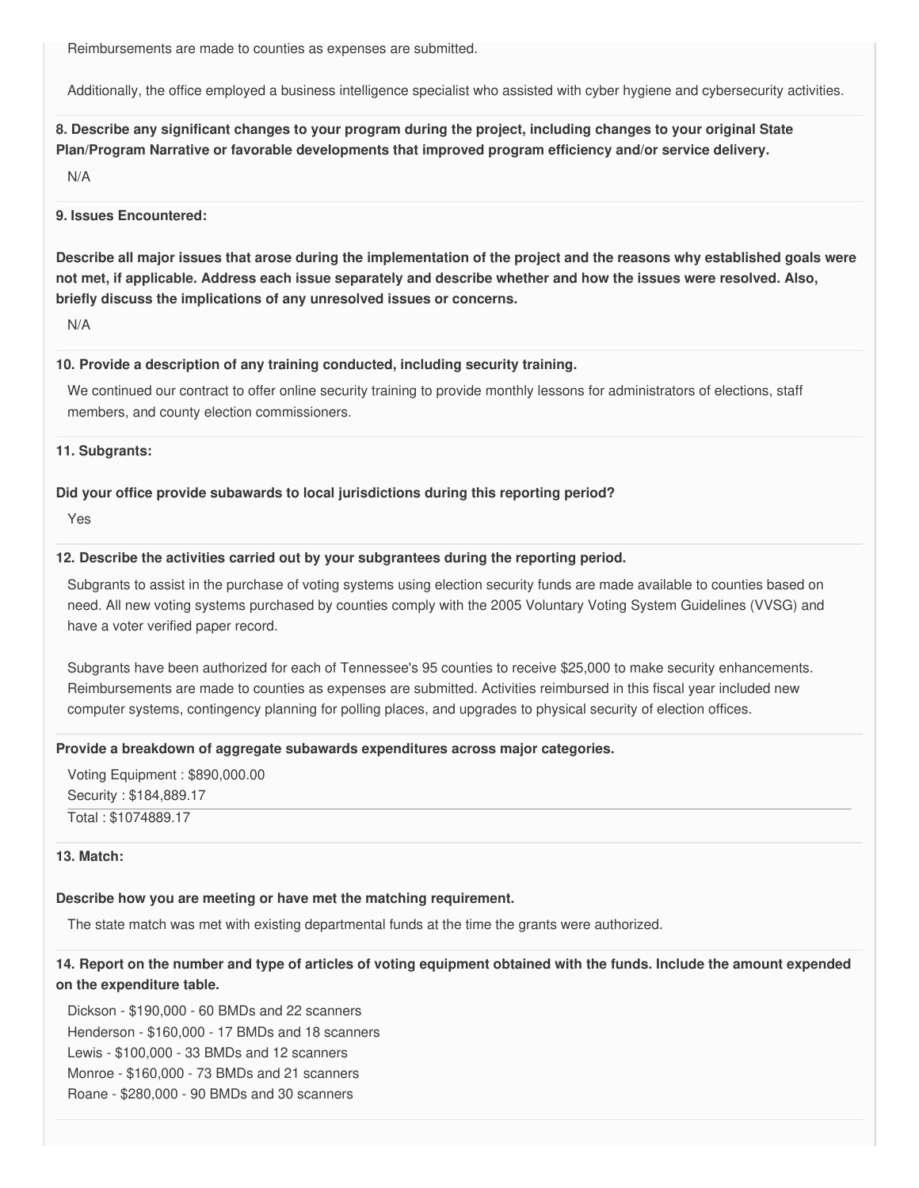Reimbursements are made to counties as expenses are submitted.

Additionally, the office employed a business intelligence specialist who assisted with cyber hygiene and cybersecurity activities.

**8. Describe any significant changes to your program during the project, including changes to your original State Plan/Program Narrative or favorable developments that improved program efficiency and/or service delivery.**

N/A

**9. Issues Encountered:**

**Describe all major issues that arose during the implementation of the project and the reasons why established goals were not met, if applicable. Address each issue separately and describe whether and how the issues were resolved. Also, briefly discuss the implications of any unresolved issues or concerns.**

N/A

**10. Provide a description of any training conducted, including security training.**

We continued our contract to offer online security training to provide monthly lessons for administrators of elections, staff members, and county election commissioners.

**11. Subgrants:**

**Did your office provide subawards to local jurisdictions during this reporting period?**

Yes

**12. Describe the activities carried out by your subgrantees during the reporting period.**

Subgrants to assist in the purchase of voting systems using election security funds are made available to counties based on need. All new voting systems purchased by counties comply with the 2005 Voluntary Voting System Guidelines (VVSG) and have a voter verified paper record.

Subgrants have been authorized for each of Tennessee's 95 counties to receive $25,000 to make security enhancements. Reimbursements are made to counties as expenses are submitted. Activities reimbursed in this fiscal year included new computer systems, contingency planning for polling places, and upgrades to physical security of election offices.

**Provide a breakdown of aggregate subawards expenditures across major categories.**

Voting Equipment : $890,000.00
Security : $184,889.17
Total : $1074889.17

**13. Match:**

**Describe how you are meeting or have met the matching requirement.**

The state match was met with existing departmental funds at the time the grants were authorized.

**14. Report on the number and type of articles of voting equipment obtained with the funds. Include the amount expended on the expenditure table.**

Dickson - $190,000 - 60 BMDs and 22 scanners
Henderson - $160,000 - 17 BMDs and 18 scanners
Lewis - $100,000 - 33 BMDs and 12 scanners
Monroe - $160,000 - 73 BMDs and 21 scanners
Roane - $280,000 - 90 BMDs and 30 scanners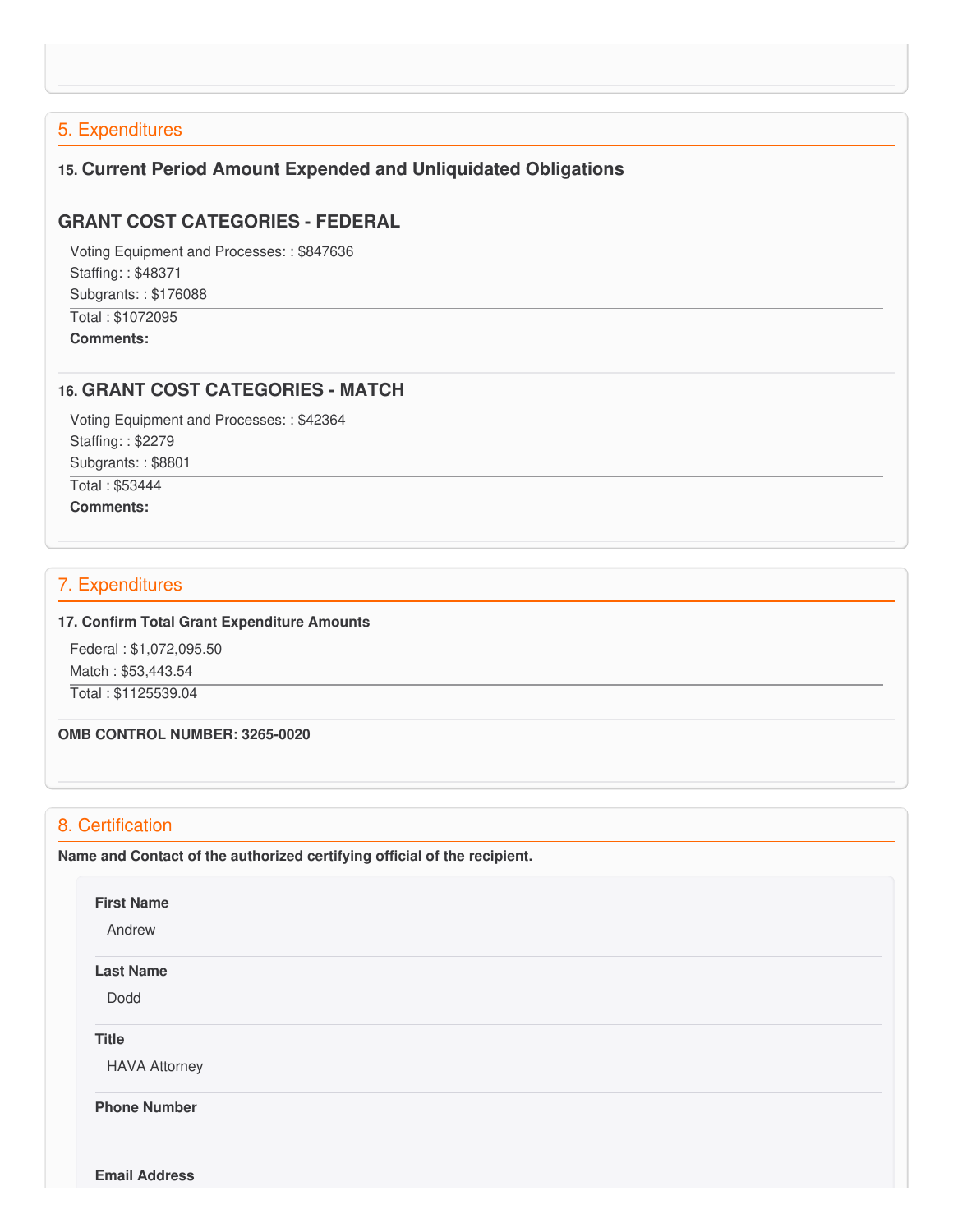## 5. Expenditures

### 15. Current Period Amount Expended and Unliquidated Obligations

### GRANT COST CATEGORIES - FEDERAL

Voting Equipment and Processes: : $847636
Staffing: : $48371
Subgrants: : $176088

Total : $1072095
**Comments:**

### 16. GRANT COST CATEGORIES - MATCH

Voting Equipment and Processes: : $42364
Staffing: : $2279
Subgrants: : $8801

Total : $53444
**Comments:**

## 7. Expenditures

**17. Confirm Total Grant Expenditure Amounts**

Federal : $1,072,095.50
Match : $53,443.54

Total : $1125539.04

**OMB CONTROL NUMBER: 3265-0020**

## 8. Certification

**Name and Contact of the authorized certifying official of the recipient.**

**First Name**
Andrew

**Last Name**
Dodd

**Title**
HAVA Attorney

**Phone Number**

**Email Address**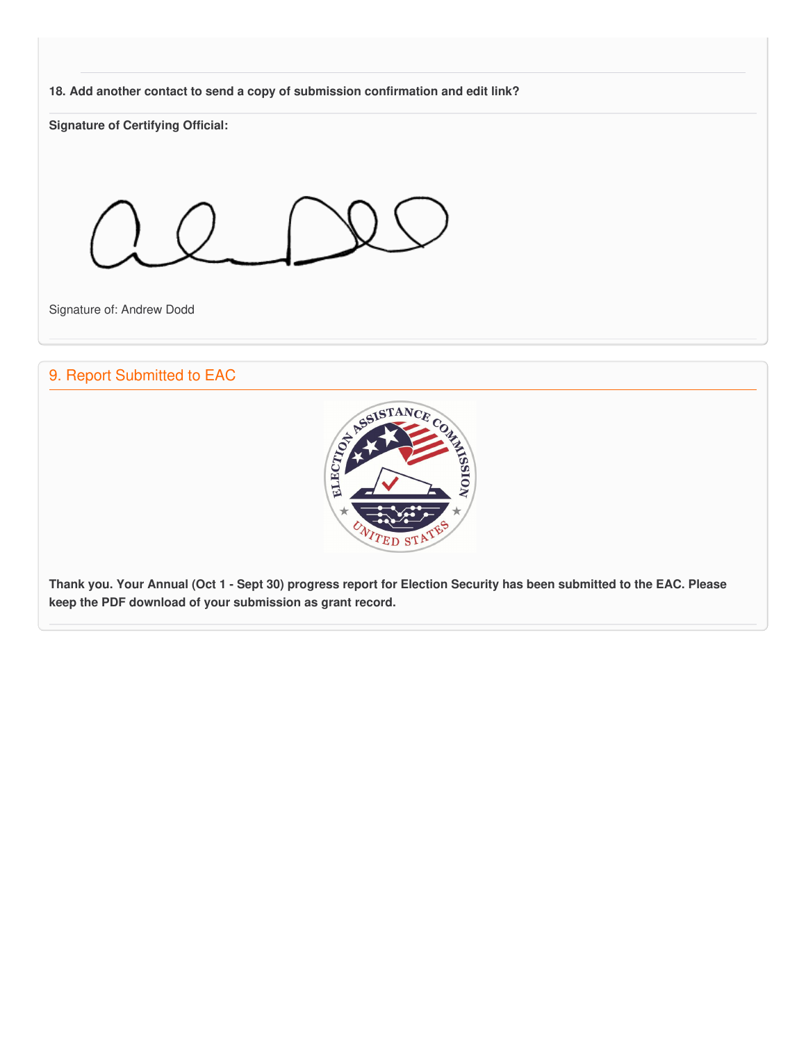**18. Add another contact to send a copy of submission confirmation and edit link?**

**Signature of Certifying Official:**

Signature of: Andrew Dodd

## 9. Report Submitted to EAC

**Thank you. Your Annual (Oct 1 - Sept 30) progress report for Election Security has been submitted to the EAC. Please keep the PDF download of your submission as grant record.**